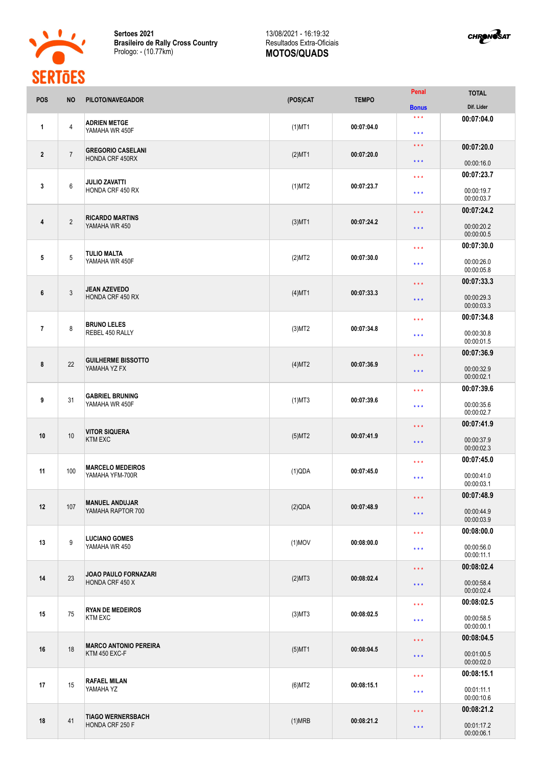**Sertoes 2021**
**Brasileiro de Rally Cross Country**
Prologo: - (10.77km)

13/08/2021 - 16:19:32
Resultados Extra-Oficiais
**MOTOS/QUADS**

| POS | NO | PILOTO/NAVEGADOR | (POS)CAT | TEMPO | Penal / Bonus | TOTAL / Dif. Lider |
|---|---|---|---|---|---|---|
| 1 | 4 | **ADRIEN METGE** YAMAHA WR 450F | (1)MT1 | 00:07:04.0 | *** / *** | **00:07:04.0** |
| 2 | 7 | **GREGORIO CASELANI** HONDA CRF 450RX | (2)MT1 | 00:07:20.0 | *** / *** | **00:07:20.0** 00:00:16.0 |
| 3 | 6 | **JULIO ZAVATTI** HONDA CRF 450 RX | (1)MT2 | 00:07:23.7 | *** / *** | **00:07:23.7** 00:00:19.7 00:00:03.7 |
| 4 | 2 | **RICARDO MARTINS** YAMAHA WR 450 | (3)MT1 | 00:07:24.2 | *** / *** | **00:07:24.2** 00:00:20.2 00:00:00.5 |
| 5 | 5 | **TULIO MALTA** YAMAHA WR 450F | (2)MT2 | 00:07:30.0 | *** / *** | **00:07:30.0** 00:00:26.0 00:00:05.8 |
| 6 | 3 | **JEAN AZEVEDO** HONDA CRF 450 RX | (4)MT1 | 00:07:33.3 | *** / *** | **00:07:33.3** 00:00:29.3 00:00:03.3 |
| 7 | 8 | **BRUNO LELES** REBEL 450 RALLY | (3)MT2 | 00:07:34.8 | *** / *** | **00:07:34.8** 00:00:30.8 00:00:01.5 |
| 8 | 22 | **GUILHERME BISSOTTO** YAMAHA YZ FX | (4)MT2 | 00:07:36.9 | *** / *** | **00:07:36.9** 00:00:32.9 00:00:02.1 |
| 9 | 31 | **GABRIEL BRUNING** YAMAHA WR 450F | (1)MT3 | 00:07:39.6 | *** / *** | **00:07:39.6** 00:00:35.6 00:00:02.7 |
| 10 | 10 | **VITOR SIQUERA** KTM EXC | (5)MT2 | 00:07:41.9 | *** / *** | **00:07:41.9** 00:00:37.9 00:00:02.3 |
| 11 | 100 | **MARCELO MEDEIROS** YAMAHA YFM-700R | (1)QDA | 00:07:45.0 | *** / *** | **00:07:45.0** 00:00:41.0 00:00:03.1 |
| 12 | 107 | **MANUEL ANDUJAR** YAMAHA RAPTOR 700 | (2)QDA | 00:07:48.9 | *** / *** | **00:07:48.9** 00:00:44.9 00:00:03.9 |
| 13 | 9 | **LUCIANO GOMES** YAMAHA WR 450 | (1)MOV | 00:08:00.0 | *** / *** | **00:08:00.0** 00:00:56.0 00:00:11.1 |
| 14 | 23 | **JOAO PAULO FORNAZARI** HONDA CRF 450 X | (2)MT3 | 00:08:02.4 | *** / *** | **00:08:02.4** 00:00:58.4 00:00:02.4 |
| 15 | 75 | **RYAN DE MEDEIROS** KTM EXC | (3)MT3 | 00:08:02.5 | *** / *** | **00:08:02.5** 00:00:58.5 00:00:00.1 |
| 16 | 18 | **MARCO ANTONIO PEREIRA** KTM 450 EXC-F | (5)MT1 | 00:08:04.5 | *** / *** | **00:08:04.5** 00:01:00.5 00:00:02.0 |
| 17 | 15 | **RAFAEL MILAN** YAMAHA YZ | (6)MT2 | 00:08:15.1 | *** / *** | **00:08:15.1** 00:01:11.1 00:00:10.6 |
| 18 | 41 | **TIAGO WERNERSBACH** HONDA CRF 250 F | (1)MRB | 00:08:21.2 | *** / *** | **00:08:21.2** 00:01:17.2 00:00:06.1 |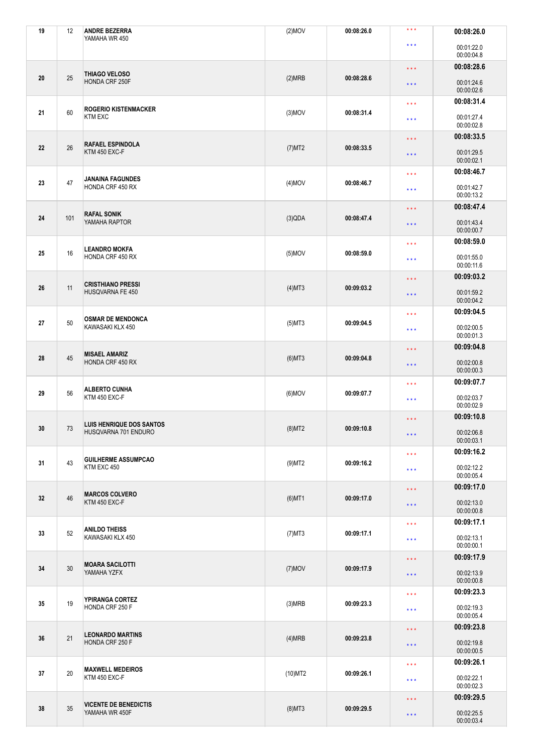| 19 | 12 | **ANDRE BEZERRA**<br>YAMAHA WR 450 | (2)MOV | 00:08:26.0 | \*\*\*<br>\*\*\* | **00:08:26.0**<br>00:01:22.0<br>00:00:04.8 |
|---|---|---|---|---|---|---|
| 20 | 25 | **THIAGO VELOSO**<br>HONDA CRF 250F | (2)MRB | 00:08:28.6 | \*\*\*<br>\*\*\* | **00:08:28.6**<br>00:01:24.6<br>00:00:02.6 |
| 21 | 60 | **ROGERIO KISTENMACKER**<br>KTM EXC | (3)MOV | 00:08:31.4 | \*\*\*<br>\*\*\* | **00:08:31.4**<br>00:01:27.4<br>00:00:02.8 |
| 22 | 26 | **RAFAEL ESPINDOLA**<br>KTM 450 EXC-F | (7)MT2 | 00:08:33.5 | \*\*\*<br>\*\*\* | **00:08:33.5**<br>00:01:29.5<br>00:00:02.1 |
| 23 | 47 | **JANAINA FAGUNDES**<br>HONDA CRF 450 RX | (4)MOV | 00:08:46.7 | \*\*\*<br>\*\*\* | **00:08:46.7**<br>00:01:42.7<br>00:00:13.2 |
| 24 | 101 | **RAFAL SONIK**<br>YAMAHA RAPTOR | (3)QDA | 00:08:47.4 | \*\*\*<br>\*\*\* | **00:08:47.4**<br>00:01:43.4<br>00:00:00.7 |
| 25 | 16 | **LEANDRO MOKFA**<br>HONDA CRF 450 RX | (5)MOV | 00:08:59.0 | \*\*\*<br>\*\*\* | **00:08:59.0**<br>00:01:55.0<br>00:00:11.6 |
| 26 | 11 | **CRISTHIANO PRESSI**<br>HUSQVARNA FE 450 | (4)MT3 | 00:09:03.2 | \*\*\*<br>\*\*\* | **00:09:03.2**<br>00:01:59.2<br>00:00:04.2 |
| 27 | 50 | **OSMAR DE MENDONCA**<br>KAWASAKI KLX 450 | (5)MT3 | 00:09:04.5 | \*\*\*<br>\*\*\* | **00:09:04.5**<br>00:02:00.5<br>00:00:01.3 |
| 28 | 45 | **MISAEL AMARIZ**<br>HONDA CRF 450 RX | (6)MT3 | 00:09:04.8 | \*\*\*<br>\*\*\* | **00:09:04.8**<br>00:02:00.8<br>00:00:00.3 |
| 29 | 56 | **ALBERTO CUNHA**<br>KTM 450 EXC-F | (6)MOV | 00:09:07.7 | \*\*\*<br>\*\*\* | **00:09:07.7**<br>00:02:03.7<br>00:00:02.9 |
| 30 | 73 | **LUIS HENRIQUE DOS SANTOS**<br>HUSQVARNA 701 ENDURO | (8)MT2 | 00:09:10.8 | \*\*\*<br>\*\*\* | **00:09:10.8**<br>00:02:06.8<br>00:00:03.1 |
| 31 | 43 | **GUILHERME ASSUMPCAO**<br>KTM EXC 450 | (9)MT2 | 00:09:16.2 | \*\*\*<br>\*\*\* | **00:09:16.2**<br>00:02:12.2<br>00:00:05.4 |
| 32 | 46 | **MARCOS COLVERO**<br>KTM 450 EXC-F | (6)MT1 | 00:09:17.0 | \*\*\*<br>\*\*\* | **00:09:17.0**<br>00:02:13.0<br>00:00:00.8 |
| 33 | 52 | **ANILDO THEISS**<br>KAWASAKI KLX 450 | (7)MT3 | 00:09:17.1 | \*\*\*<br>\*\*\* | **00:09:17.1**<br>00:02:13.1<br>00:00:00.1 |
| 34 | 30 | **MOARA SACILOTTI**<br>YAMAHA YZFX | (7)MOV | 00:09:17.9 | \*\*\*<br>\*\*\* | **00:09:17.9**<br>00:02:13.9<br>00:00:00.8 |
| 35 | 19 | **YPIRANGA CORTEZ**<br>HONDA CRF 250 F | (3)MRB | 00:09:23.3 | \*\*\*<br>\*\*\* | **00:09:23.3**<br>00:02:19.3<br>00:00:05.4 |
| 36 | 21 | **LEONARDO MARTINS**<br>HONDA CRF 250 F | (4)MRB | 00:09:23.8 | \*\*\*<br>\*\*\* | **00:09:23.8**<br>00:02:19.8<br>00:00:00.5 |
| 37 | 20 | **MAXWELL MEDEIROS**<br>KTM 450 EXC-F | (10)MT2 | 00:09:26.1 | \*\*\*<br>\*\*\* | **00:09:26.1**<br>00:02:22.1<br>00:00:02.3 |
| 38 | 35 | **VICENTE DE BENEDICTIS**<br>YAMAHA WR 450F | (8)MT3 | 00:09:29.5 | \*\*\*<br>\*\*\* | **00:09:29.5**<br>00:02:25.5<br>00:00:03.4 |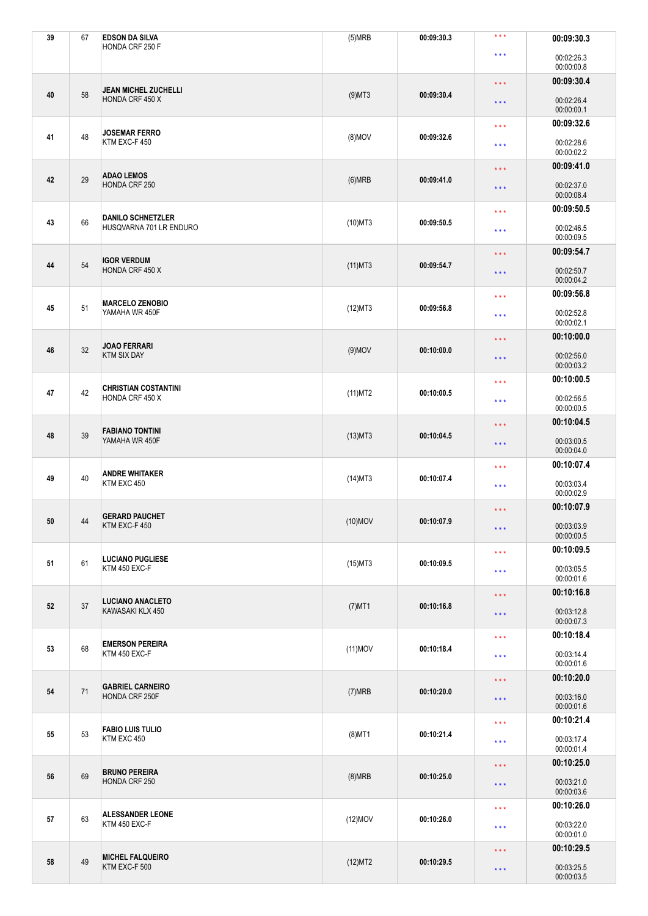| 39 | 67 | EDSON DA SILVA<br>HONDA CRF 250 F | (5)MRB | 00:09:30.3 | *** *** | 00:09:30.3<br>00:02:26.3<br>00:00:00.8 |
|---|---|---|---|---|---|---|
| 40 | 58 | JEAN MICHEL ZUCHELLI<br>HONDA CRF 450 X | (9)MT3 | 00:09:30.4 | *** *** | 00:09:30.4<br>00:02:26.4<br>00:00:00.1 |
| 41 | 48 | JOSEMAR FERRO<br>KTM EXC-F 450 | (8)MOV | 00:09:32.6 | *** *** | 00:09:32.6<br>00:02:28.6<br>00:00:02.2 |
| 42 | 29 | ADAO LEMOS<br>HONDA CRF 250 | (6)MRB | 00:09:41.0 | *** *** | 00:09:41.0<br>00:02:37.0<br>00:00:08.4 |
| 43 | 66 | DANILO SCHNETZLER<br>HUSQVARNA 701 LR ENDURO | (10)MT3 | 00:09:50.5 | *** *** | 00:09:50.5<br>00:02:46.5<br>00:00:09.5 |
| 44 | 54 | IGOR VERDUM<br>HONDA CRF 450 X | (11)MT3 | 00:09:54.7 | *** *** | 00:09:54.7<br>00:02:50.7<br>00:00:04.2 |
| 45 | 51 | MARCELO ZENOBIO<br>YAMAHA WR 450F | (12)MT3 | 00:09:56.8 | *** *** | 00:09:56.8<br>00:02:52.8<br>00:00:02.1 |
| 46 | 32 | JOAO FERRARI<br>KTM SIX DAY | (9)MOV | 00:10:00.0 | *** *** | 00:10:00.0<br>00:02:56.0<br>00:00:03.2 |
| 47 | 42 | CHRISTIAN COSTANTINI<br>HONDA CRF 450 X | (11)MT2 | 00:10:00.5 | *** *** | 00:10:00.5<br>00:02:56.5<br>00:00:00.5 |
| 48 | 39 | FABIANO TONTINI<br>YAMAHA WR 450F | (13)MT3 | 00:10:04.5 | *** *** | 00:10:04.5<br>00:03:00.5<br>00:00:04.0 |
| 49 | 40 | ANDRE WHITAKER<br>KTM EXC 450 | (14)MT3 | 00:10:07.4 | *** *** | 00:10:07.4<br>00:03:03.4<br>00:00:02.9 |
| 50 | 44 | GERARD PAUCHET<br>KTM EXC-F 450 | (10)MOV | 00:10:07.9 | *** *** | 00:10:07.9<br>00:03:03.9<br>00:00:00.5 |
| 51 | 61 | LUCIANO PUGLIESE<br>KTM 450 EXC-F | (15)MT3 | 00:10:09.5 | *** *** | 00:10:09.5<br>00:03:05.5<br>00:00:01.6 |
| 52 | 37 | LUCIANO ANACLETO<br>KAWASAKI KLX 450 | (7)MT1 | 00:10:16.8 | *** *** | 00:10:16.8<br>00:03:12.8<br>00:00:07.3 |
| 53 | 68 | EMERSON PEREIRA<br>KTM 450 EXC-F | (11)MOV | 00:10:18.4 | *** *** | 00:10:18.4<br>00:03:14.4<br>00:00:01.6 |
| 54 | 71 | GABRIEL CARNEIRO<br>HONDA CRF 250F | (7)MRB | 00:10:20.0 | *** *** | 00:10:20.0<br>00:03:16.0<br>00:00:01.6 |
| 55 | 53 | FABIO LUIS TULIO<br>KTM EXC 450 | (8)MT1 | 00:10:21.4 | *** *** | 00:10:21.4<br>00:03:17.4<br>00:00:01.4 |
| 56 | 69 | BRUNO PEREIRA<br>HONDA CRF 250 | (8)MRB | 00:10:25.0 | *** *** | 00:10:25.0<br>00:03:21.0<br>00:00:03.6 |
| 57 | 63 | ALESSANDER LEONE<br>KTM 450 EXC-F | (12)MOV | 00:10:26.0 | *** *** | 00:10:26.0<br>00:03:22.0<br>00:00:01.0 |
| 58 | 49 | MICHEL FALQUEIRO<br>KTM EXC-F 500 | (12)MT2 | 00:10:29.5 | *** *** | 00:10:29.5<br>00:03:25.5<br>00:00:03.5 |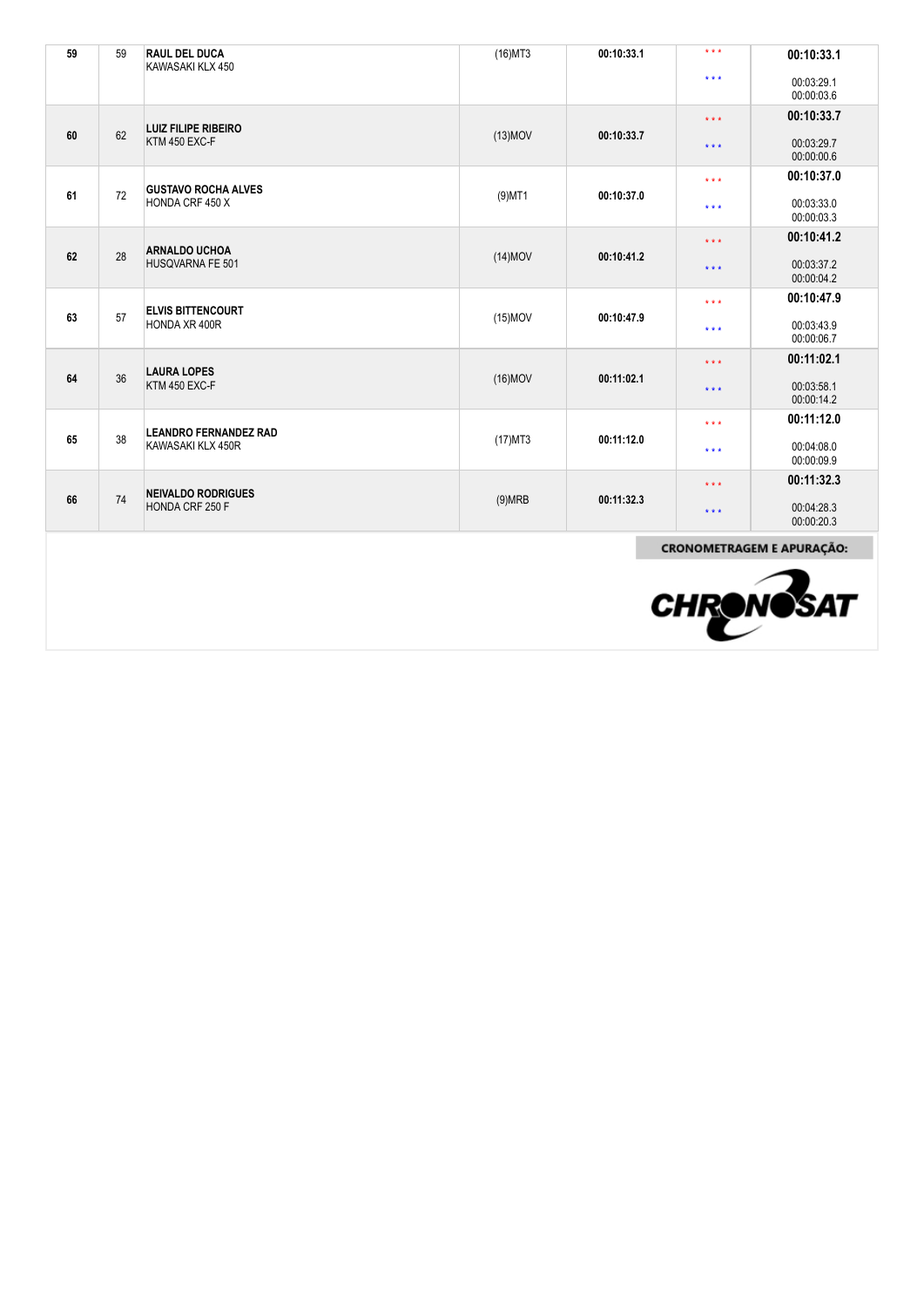| | | | | | | |
|---|---|---|---|---|---|---|
| 59 | 59 | **RAUL DEL DUCA** KAWASAKI KLX 450 | (16)MT3 | **00:10:33.1** | \*\*\* \*\*\* | **00:10:33.1** 00:03:29.1 00:00:03.6 |
| 60 | 62 | **LUIZ FILIPE RIBEIRO** KTM 450 EXC-F | (13)MOV | **00:10:33.7** | \*\*\* \*\*\* | **00:10:33.7** 00:03:29.7 00:00:00.6 |
| 61 | 72 | **GUSTAVO ROCHA ALVES** HONDA CRF 450 X | (9)MT1 | **00:10:37.0** | \*\*\* \*\*\* | **00:10:37.0** 00:03:33.0 00:00:03.3 |
| 62 | 28 | **ARNALDO UCHOA** HUSQVARNA FE 501 | (14)MOV | **00:10:41.2** | \*\*\* \*\*\* | **00:10:41.2** 00:03:37.2 00:00:04.2 |
| 63 | 57 | **ELVIS BITTENCOURT** HONDA XR 400R | (15)MOV | **00:10:47.9** | \*\*\* \*\*\* | **00:10:47.9** 00:03:43.9 00:00:06.7 |
| 64 | 36 | **LAURA LOPES** KTM 450 EXC-F | (16)MOV | **00:11:02.1** | \*\*\* \*\*\* | **00:11:02.1** 00:03:58.1 00:00:14.2 |
| 65 | 38 | **LEANDRO FERNANDEZ RAD** KAWASAKI KLX 450R | (17)MT3 | **00:11:12.0** | \*\*\* \*\*\* | **00:11:12.0** 00:04:08.0 00:00:09.9 |
| 66 | 74 | **NEIVALDO RODRIGUES** HONDA CRF 250 F | (9)MRB | **00:11:32.3** | \*\*\* \*\*\* | **00:11:32.3** 00:04:28.3 00:00:20.3 |

**CRONOMETRAGEM E APURAÇÃO:**

CHRONOSAT